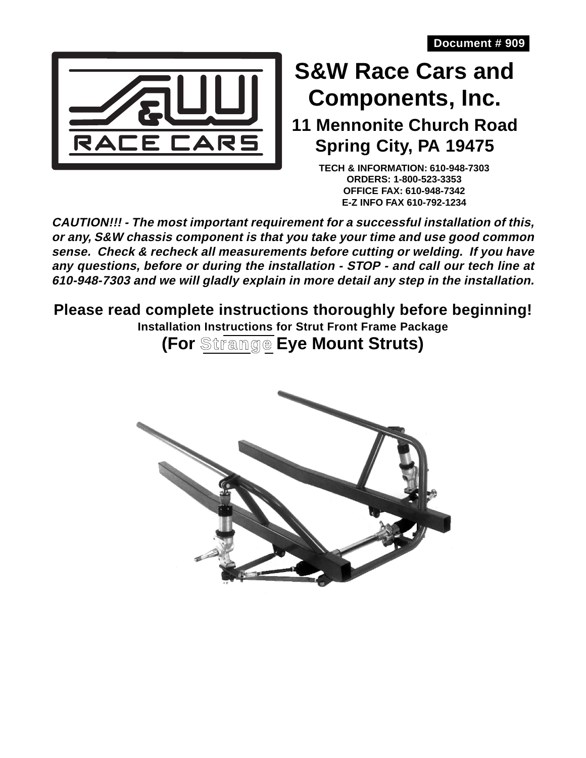Document # 909

# S&W Race Cars and Components, Inc.

## 11 Mennonite Church Road
## Spring City, PA 19475

**TECH & INFORMATION: 610-948-7303**
**ORDERS: 1-800-523-3353**
**OFFICE FAX: 610-948-7342**
**E-Z INFO FAX 610-792-1234**

***CAUTION!!! - The most important requirement for a successful installation of this, or any, S&W chassis component is that you take your time and use good common sense. Check & recheck all measurements before cutting or welding. If you have any questions, before or during the installation - STOP - and call our tech line at 610-948-7303 and we will gladly explain in more detail any step in the installation.***

## Please read complete instructions thoroughly before beginning!

**Installation Instructions for Strut Front Frame Package**

## (For Strange Eye Mount Struts)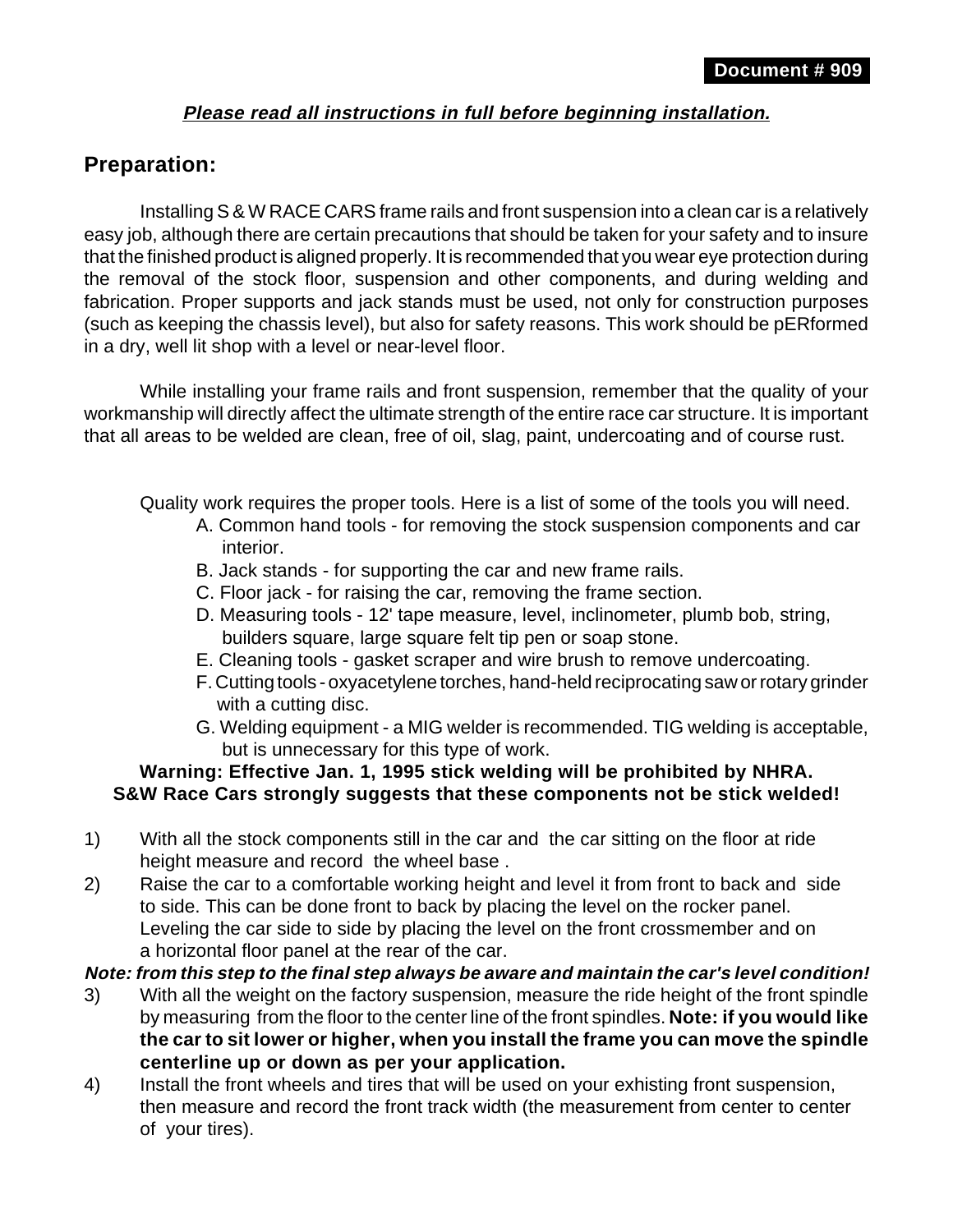**Document # 909**

***Please read all instructions in full before beginning installation.***

## Preparation:

Installing S & W RACE CARS frame rails and front suspension into a clean car is a relatively easy job, although there are certain precautions that should be taken for your safety and to insure that the finished product is aligned properly. It is recommended that you wear eye protection during the removal of the stock floor, suspension and other components, and during welding and fabrication. Proper supports and jack stands must be used, not only for construction purposes (such as keeping the chassis level), but also for safety reasons. This work should be pERformed in a dry, well lit shop with a level or near-level floor.

While installing your frame rails and front suspension, remember that the quality of your workmanship will directly affect the ultimate strength of the entire race car structure. It is important that all areas to be welded are clean, free of oil, slag, paint, undercoating and of course rust.

Quality work requires the proper tools. Here is a list of some of the tools you will need.

A. Common hand tools - for removing the stock suspension components and car interior.
B. Jack stands - for supporting the car and new frame rails.
C. Floor jack - for raising the car, removing the frame section.
D. Measuring tools - 12' tape measure, level, inclinometer, plumb bob, string, builders square, large square felt tip pen or soap stone.
E. Cleaning tools - gasket scraper and wire brush to remove undercoating.
F. Cutting tools - oxyacetylene torches, hand-held reciprocating saw or rotary grinder with a cutting disc.
G. Welding equipment - a MIG welder is recommended. TIG welding is acceptable, but is unnecessary for this type of work.

**Warning: Effective Jan. 1, 1995 stick welding will be prohibited by NHRA. S&W Race Cars strongly suggests that these components not be stick welded!**

1) With all the stock components still in the car and the car sitting on the floor at ride height measure and record the wheel base .
2) Raise the car to a comfortable working height and level it from front to back and side to side. This can be done front to back by placing the level on the rocker panel. Leveling the car side to side by placing the level on the front crossmember and on a horizontal floor panel at the rear of the car.

***Note: from this step to the final step always be aware and maintain the car's level condition!***

3) With all the weight on the factory suspension, measure the ride height of the front spindle by measuring from the floor to the center line of the front spindles. **Note: if you would like the car to sit lower or higher, when you install the frame you can move the spindle centerline up or down as per your application.**
4) Install the front wheels and tires that will be used on your exhisting front suspension, then measure and record the front track width (the measurement from center to center of your tires).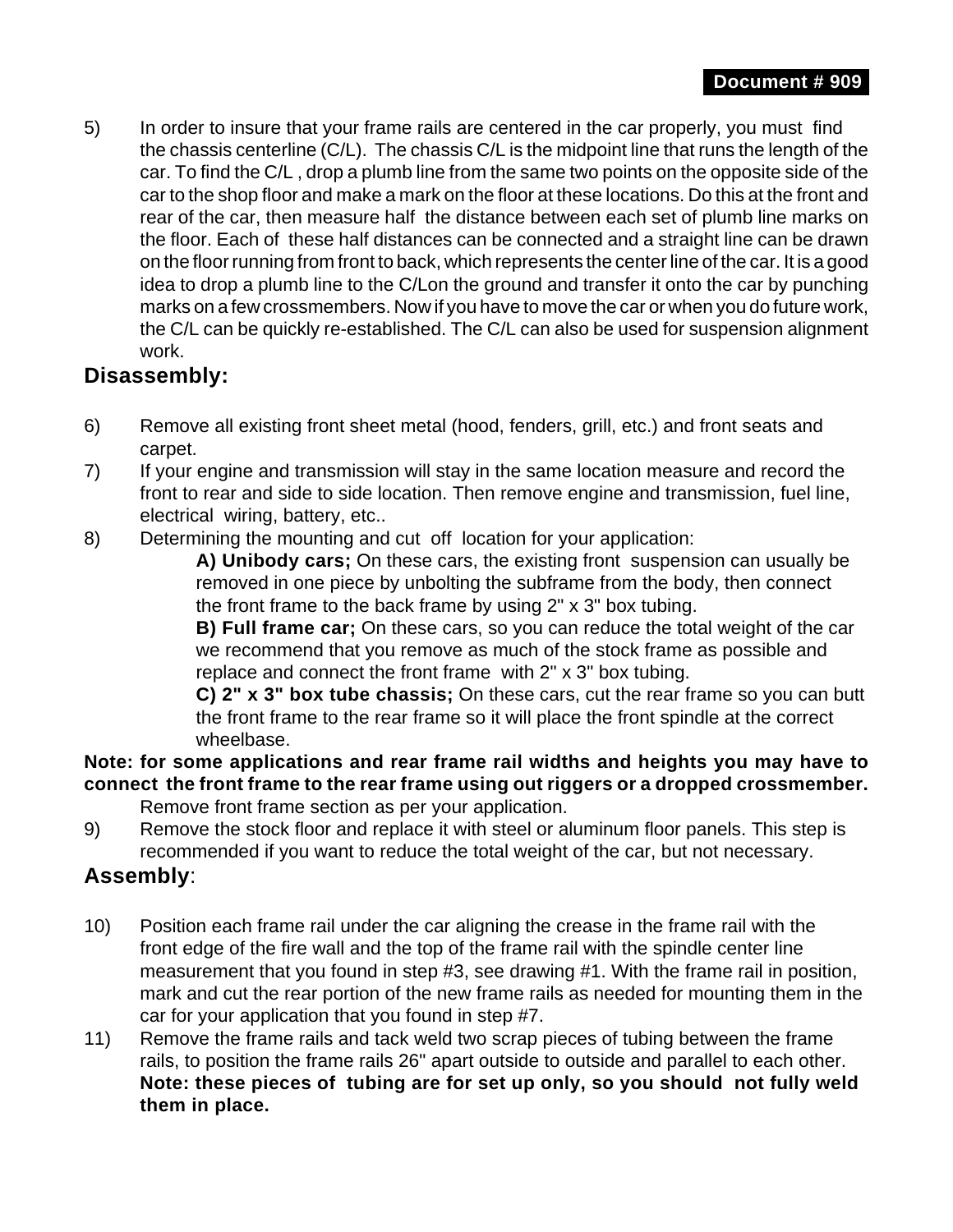5) In order to insure that your frame rails are centered in the car properly, you must find the chassis centerline (C/L). The chassis C/L is the midpoint line that runs the length of the car. To find the C/L , drop a plumb line from the same two points on the opposite side of the car to the shop floor and make a mark on the floor at these locations. Do this at the front and rear of the car, then measure half the distance between each set of plumb line marks on the floor. Each of these half distances can be connected and a straight line can be drawn on the floor running from front to back, which represents the center line of the car. It is a good idea to drop a plumb line to the C/Lon the ground and transfer it onto the car by punching marks on a few crossmembers. Now if you have to move the car or when you do future work, the C/L can be quickly re-established. The C/L can also be used for suspension alignment work.

## Disassembly:

6) Remove all existing front sheet metal (hood, fenders, grill, etc.) and front seats and carpet.
7) If your engine and transmission will stay in the same location measure and record the front to rear and side to side location. Then remove engine and transmission, fuel line, electrical wiring, battery, etc..
8) Determining the mounting and cut off location for your application:
   **A) Unibody cars;** On these cars, the existing front suspension can usually be removed in one piece by unbolting the subframe from the body, then connect the front frame to the back frame by using 2" x 3" box tubing.
   **B) Full frame car;** On these cars, so you can reduce the total weight of the car we recommend that you remove as much of the stock frame as possible and replace and connect the front frame with 2" x 3" box tubing.
   **C) 2" x 3" box tube chassis;** On these cars, cut the rear frame so you can butt the front frame to the rear frame so it will place the front spindle at the correct wheelbase.

**Note: for some applications and rear frame rail widths and heights you may have to connect the front frame to the rear frame using out riggers or a dropped crossmember.**
Remove front frame section as per your application.

9) Remove the stock floor and replace it with steel or aluminum floor panels. This step is recommended if you want to reduce the total weight of the car, but not necessary.

## Assembly:

10) Position each frame rail under the car aligning the crease in the frame rail with the front edge of the fire wall and the top of the frame rail with the spindle center line measurement that you found in step #3, see drawing #1. With the frame rail in position, mark and cut the rear portion of the new frame rails as needed for mounting them in the car for your application that you found in step #7.
11) Remove the frame rails and tack weld two scrap pieces of tubing between the frame rails, to position the frame rails 26" apart outside to outside and parallel to each other. **Note: these pieces of tubing are for set up only, so you should not fully weld them in place.**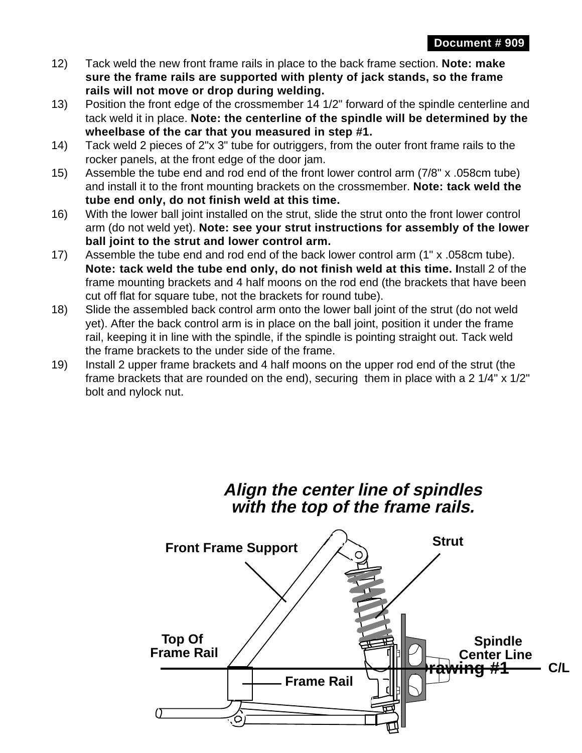12) Tack weld the new front frame rails in place to the back frame section. **Note: make sure the frame rails are supported with plenty of jack stands, so the frame rails will not move or drop during welding.**

13) Position the front edge of the crossmember 14 1/2" forward of the spindle centerline and tack weld it in place. **Note: the centerline of the spindle will be determined by the wheelbase of the car that you measured in step #1.**

14) Tack weld 2 pieces of 2"x 3" tube for outriggers, from the outer front frame rails to the rocker panels, at the front edge of the door jam.

15) Assemble the tube end and rod end of the front lower control arm (7/8" x .058cm tube) and install it to the front mounting brackets on the crossmember. **Note: tack weld the tube end only, do not finish weld at this time.**

16) With the lower ball joint installed on the strut, slide the strut onto the front lower control arm (do not weld yet). **Note: see your strut instructions for assembly of the lower ball joint to the strut and lower control arm.**

17) Assemble the tube end and rod end of the back lower control arm (1" x .058cm tube). **Note: tack weld the tube end only, do not finish weld at this time. I**nstall 2 of the frame mounting brackets and 4 half moons on the rod end (the brackets that have been cut off flat for square tube, not the brackets for round tube).

18) Slide the assembled back control arm onto the lower ball joint of the strut (do not weld yet). After the back control arm is in place on the ball joint, position it under the frame rail, keeping it in line with the spindle, if the spindle is pointing straight out. Tack weld the frame brackets to the under side of the frame.

19) Install 2 upper frame brackets and 4 half moons on the upper rod end of the strut (the frame brackets that are rounded on the end), securing them in place with a 2 1/4" x 1/2" bolt and nylock nut.

***Align the center line of spindles with the top of the frame rails.***

**Drawing #1**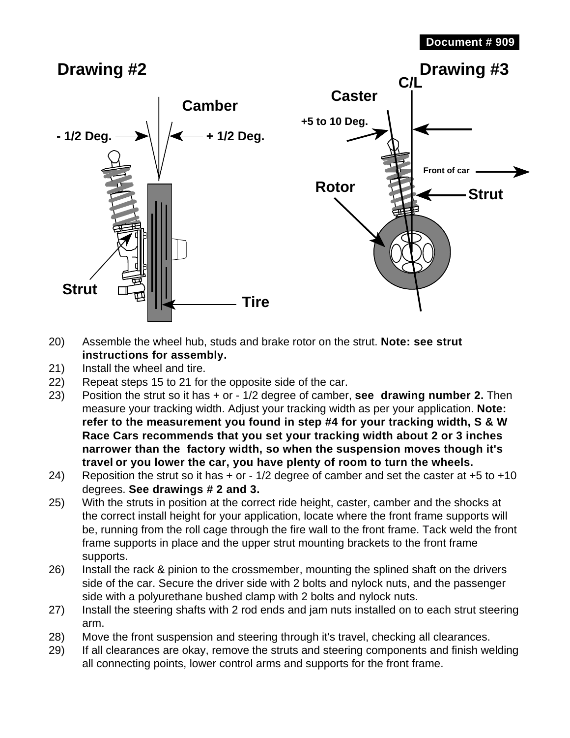Document # 909

## Drawing #2

Camber

- 1/2 Deg. + 1/2 Deg.

Strut

Tire

## Drawing #3

C/L

Caster

+5 to 10 Deg.

Front of car

Rotor

Strut

20) Assemble the wheel hub, studs and brake rotor on the strut. **Note: see strut instructions for assembly.**
21) Install the wheel and tire.
22) Repeat steps 15 to 21 for the opposite side of the car.
23) Position the strut so it has + or - 1/2 degree of camber, **see drawing number 2.** Then measure your tracking width. Adjust your tracking width as per your application. **Note: refer to the measurement you found in step #4 for your tracking width, S & W Race Cars recommends that you set your tracking width about 2 or 3 inches narrower than the factory width, so when the suspension moves though it's travel or you lower the car, you have plenty of room to turn the wheels.**
24) Reposition the strut so it has + or - 1/2 degree of camber and set the caster at +5 to +10 degrees. **See drawings # 2 and 3.**
25) With the struts in position at the correct ride height, caster, camber and the shocks at the correct install height for your application, locate where the front frame supports will be, running from the roll cage through the fire wall to the front frame. Tack weld the front frame supports in place and the upper strut mounting brackets to the front frame supports.
26) Install the rack & pinion to the crossmember, mounting the splined shaft on the drivers side of the car. Secure the driver side with 2 bolts and nylock nuts, and the passenger side with a polyurethane bushed clamp with 2 bolts and nylock nuts.
27) Install the steering shafts with 2 rod ends and jam nuts installed on to each strut steering arm.
28) Move the front suspension and steering through it's travel, checking all clearances.
29) If all clearances are okay, remove the struts and steering components and finish welding all connecting points, lower control arms and supports for the front frame.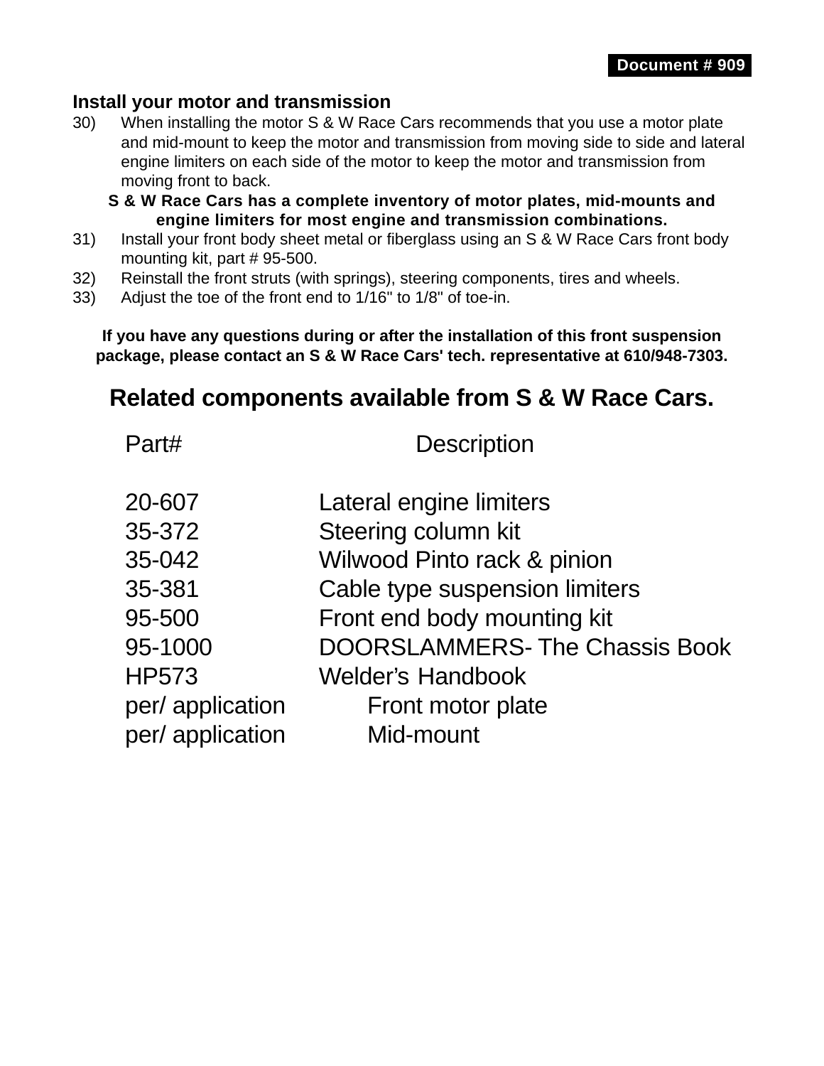Document # 909

## Install your motor and transmission

30) When installing the motor S & W Race Cars recommends that you use a motor plate and mid-mount to keep the motor and transmission from moving side to side and lateral engine limiters on each side of the motor to keep the motor and transmission from moving front to back.

**S & W Race Cars has a complete inventory of motor plates, mid-mounts and engine limiters for most engine and transmission combinations.**

31) Install your front body sheet metal or fiberglass using an S & W Race Cars front body mounting kit, part # 95-500.
32) Reinstall the front struts (with springs), steering components, tires and wheels.
33) Adjust the toe of the front end to 1/16" to 1/8" of toe-in.

**If you have any questions during or after the installation of this front suspension package, please contact an S & W Race Cars' tech. representative at 610/948-7303.**

## Related components available from S & W Race Cars.

| Part# | Description |
|---|---|
| 20-607 | Lateral engine limiters |
| 35-372 | Steering column kit |
| 35-042 | Wilwood Pinto rack & pinion |
| 35-381 | Cable type suspension limiters |
| 95-500 | Front end body mounting kit |
| 95-1000 | DOORSLAMMERS- The Chassis Book |
| HP573 | Welder's Handbook |
| per/ application | Front motor plate |
| per/ application | Mid-mount |